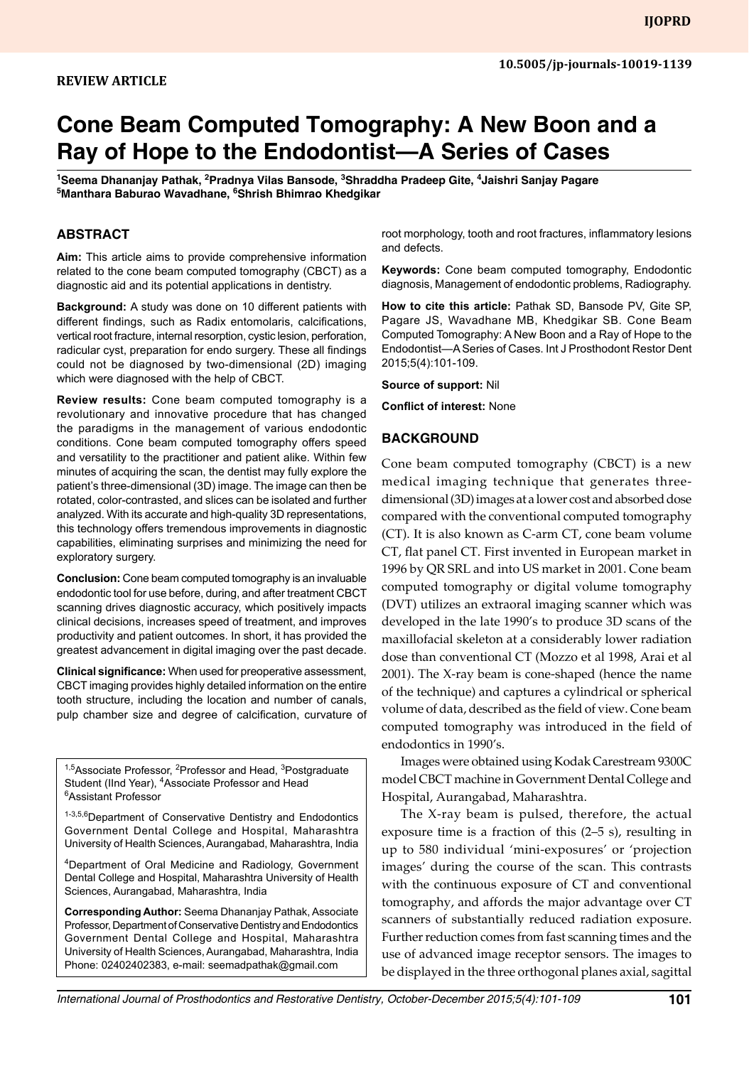10.5005/jp-journals-10019-1139

**REVIEW ARTICLE**

# Cone Beam Computed Tomography: A New Boon and a Ray of Hope to the Endodontist—A Series of Cases

**[1]Seema Dhananjay Pathak, [2]Pradnya Vilas Bansode, [3]Shraddha Pradeep Gite, [4]Jaishri Sanjay Pagare, [5]Manthara Baburao Wavadhane, [6]Shrish Bhimrao Khedgikar**

## ABSTRACT

**Aim:** This article aims to provide comprehensive information related to the cone beam computed tomography (CBCT) as a diagnostic aid and its potential applications in dentistry.

**Background:** A study was done on 10 different patients with different findings, such as Radix entomolaris, calcifications, vertical root fracture, internal resorption, cystic lesion, perforation, radicular cyst, preparation for endo surgery. These all findings could not be diagnosed by two-dimensional (2D) imaging which were diagnosed with the help of CBCT.

**Review results:** Cone beam computed tomography is a revolutionary and innovative procedure that has changed the paradigms in the management of various endodontic conditions. Cone beam computed tomography offers speed and versatility to the practitioner and patient alike. Within few minutes of acquiring the scan, the dentist may fully explore the patient's three-dimensional (3D) image. The image can then be rotated, color-contrasted, and slices can be isolated and further analyzed. With its accurate and high-quality 3D representations, this technology offers tremendous improvements in diagnostic capabilities, eliminating surprises and minimizing the need for exploratory surgery.

**Conclusion:** Cone beam computed tomography is an invaluable endodontic tool for use before, during, and after treatment CBCT scanning drives diagnostic accuracy, which positively impacts clinical decisions, increases speed of treatment, and improves productivity and patient outcomes. In short, it has provided the greatest advancement in digital imaging over the past decade.

**Clinical significance:** When used for preoperative assessment, CBCT imaging provides highly detailed information on the entire tooth structure, including the location and number of canals, pulp chamber size and degree of calcification, curvature of root morphology, tooth and root fractures, inflammatory lesions and defects.

**Keywords:** Cone beam computed tomography, Endodontic diagnosis, Management of endodontic problems, Radiography.

**How to cite this article:** Pathak SD, Bansode PV, Gite SP, Pagare JS, Wavadhane MB, Khedgikar SB. Cone Beam Computed Tomography: A New Boon and a Ray of Hope to the Endodontist—A Series of Cases. Int J Prosthodont Restor Dent 2015;5(4):101-109.

**Source of support:** Nil

**Conflict of interest:** None

[1,5]Associate Professor, [2]Professor and Head, [3]Postgraduate Student (IInd Year), [4]Associate Professor and Head
[6]Assistant Professor

[1-3,5,6]Department of Conservative Dentistry and Endodontics Government Dental College and Hospital, Maharashtra University of Health Sciences, Aurangabad, Maharashtra, India

[4]Department of Oral Medicine and Radiology, Government Dental College and Hospital, Maharashtra University of Health Sciences, Aurangabad, Maharashtra, India

**Corresponding Author:** Seema Dhananjay Pathak, Associate Professor, Department of Conservative Dentistry and Endodontics Government Dental College and Hospital, Maharashtra University of Health Sciences, Aurangabad, Maharashtra, India
Phone: 02402402383, e-mail: seemadpathak@gmail.com

## BACKGROUND

Cone beam computed tomography (CBCT) is a new medical imaging technique that generates three-dimensional (3D) images at a lower cost and absorbed dose compared with the conventional computed tomography (CT). It is also known as C-arm CT, cone beam volume CT, flat panel CT. First invented in European market in 1996 by QR SRL and into US market in 2001. Cone beam computed tomography or digital volume tomography (DVT) utilizes an extraoral imaging scanner which was developed in the late 1990's to produce 3D scans of the maxillofacial skeleton at a considerably lower radiation dose than conventional CT (Mozzo et al 1998, Arai et al 2001). The X-ray beam is cone-shaped (hence the name of the technique) and captures a cylindrical or spherical volume of data, described as the field of view. Cone beam computed tomography was introduced in the field of endodontics in 1990's.

Images were obtained using Kodak Carestream 9300C model CBCT machine in Government Dental College and Hospital, Aurangabad, Maharashtra.

The X-ray beam is pulsed, therefore, the actual exposure time is a fraction of this (2–5 s), resulting in up to 580 individual 'mini-exposures' or 'projection images' during the course of the scan. This contrasts with the continuous exposure of CT and conventional tomography, and affords the major advantage over CT scanners of substantially reduced radiation exposure. Further reduction comes from fast scanning times and the use of advanced image receptor sensors. The images to be displayed in the three orthogonal planes axial, sagittal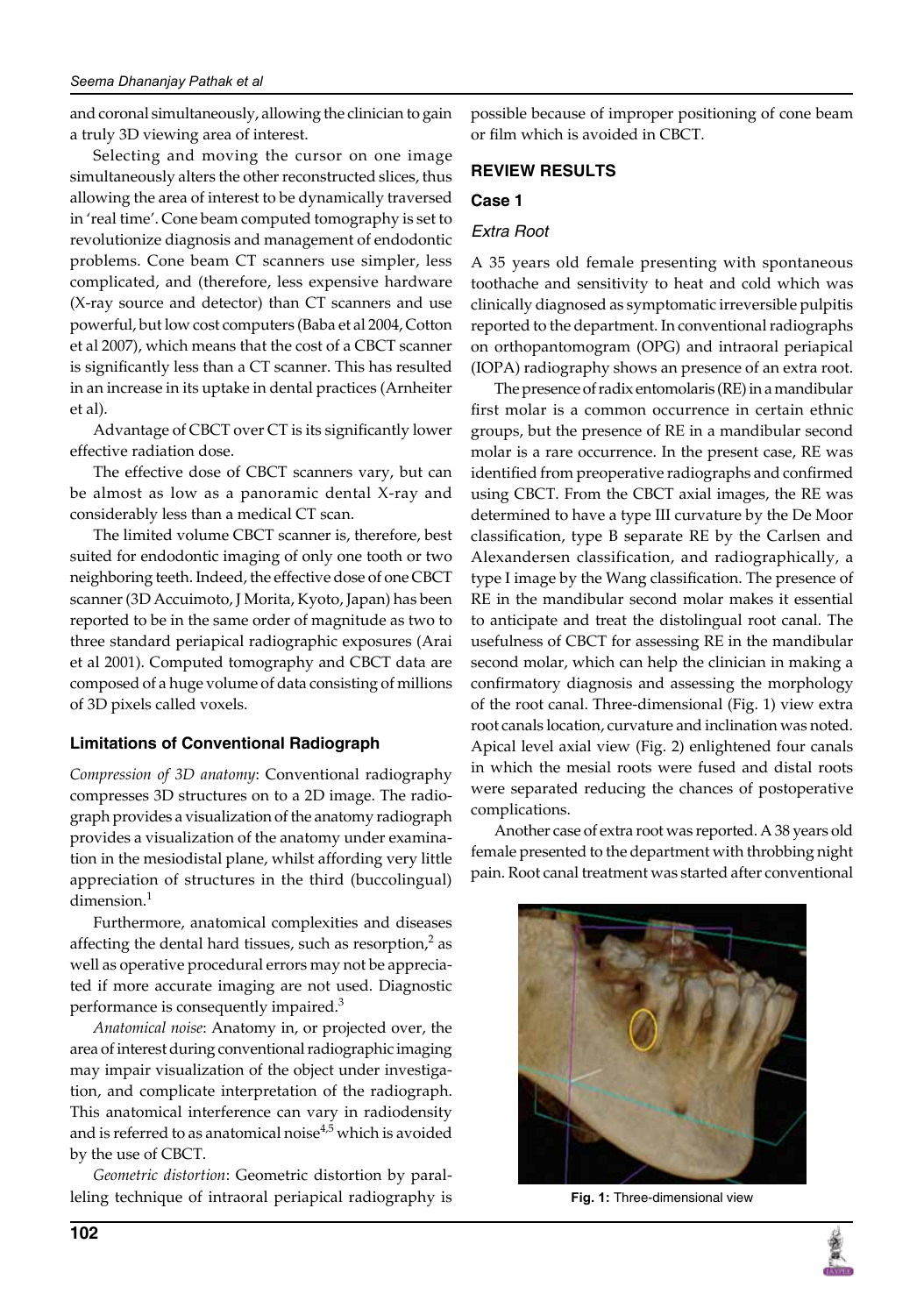and coronal simultaneously, allowing the clinician to gain a truly 3D viewing area of interest.

Selecting and moving the cursor on one image simultaneously alters the other reconstructed slices, thus allowing the area of interest to be dynamically traversed in 'real time'. Cone beam computed tomography is set to revolutionize diagnosis and management of endodontic problems. Cone beam CT scanners use simpler, less complicated, and (therefore, less expensive hardware (X-ray source and detector) than CT scanners and use powerful, but low cost computers (Baba et al 2004, Cotton et al 2007), which means that the cost of a CBCT scanner is significantly less than a CT scanner. This has resulted in an increase in its uptake in dental practices (Arnheiter et al).

Advantage of CBCT over CT is its significantly lower effective radiation dose.

The effective dose of CBCT scanners vary, but can be almost as low as a panoramic dental X-ray and considerably less than a medical CT scan.

The limited volume CBCT scanner is, therefore, best suited for endodontic imaging of only one tooth or two neighboring teeth. Indeed, the effective dose of one CBCT scanner (3D Accuimoto, J Morita, Kyoto, Japan) has been reported to be in the same order of magnitude as two to three standard periapical radiographic exposures (Arai et al 2001). Computed tomography and CBCT data are composed of a huge volume of data consisting of millions of 3D pixels called voxels.

### Limitations of Conventional Radiograph

*Compression of 3D anatomy*: Conventional radiography compresses 3D structures on to a 2D image. The radiograph provides a visualization of the anatomy radiograph provides a visualization of the anatomy under examination in the mesiodistal plane, whilst affording very little appreciation of structures in the third (buccolingual) dimension.[1]

Furthermore, anatomical complexities and diseases affecting the dental hard tissues, such as resorption,[2] as well as operative procedural errors may not be appreciated if more accurate imaging are not used. Diagnostic performance is consequently impaired.[3]

*Anatomical noise*: Anatomy in, or projected over, the area of interest during conventional radiographic imaging may impair visualization of the object under investigation, and complicate interpretation of the radiograph. This anatomical interference can vary in radiodensity and is referred to as anatomical noise[4,5] which is avoided by the use of CBCT.

*Geometric distortion*: Geometric distortion by paralleling technique of intraoral periapical radiography is possible because of improper positioning of cone beam or film which is avoided in CBCT.

## REVIEW RESULTS

### Case 1

#### *Extra Root*

A 35 years old female presenting with spontaneous toothache and sensitivity to heat and cold which was clinically diagnosed as symptomatic irreversible pulpitis reported to the department. In conventional radiographs on orthopantomogram (OPG) and intraoral periapical (IOPA) radiography shows an presence of an extra root.

The presence of radix entomolaris (RE) in a mandibular first molar is a common occurrence in certain ethnic groups, but the presence of RE in a mandibular second molar is a rare occurrence. In the present case, RE was identified from preoperative radiographs and confirmed using CBCT. From the CBCT axial images, the RE was determined to have a type III curvature by the De Moor classification, type B separate RE by the Carlsen and Alexandersen classification, and radiographically, a type I image by the Wang classification. The presence of RE in the mandibular second molar makes it essential to anticipate and treat the distolingual root canal. The usefulness of CBCT for assessing RE in the mandibular second molar, which can help the clinician in making a confirmatory diagnosis and assessing the morphology of the root canal. Three-dimensional (Fig. 1) view extra root canals location, curvature and inclination was noted. Apical level axial view (Fig. 2) enlightened four canals in which the mesial roots were fused and distal roots were separated reducing the chances of postoperative complications.

Another case of extra root was reported. A 38 years old female presented to the department with throbbing night pain. Root canal treatment was started after conventional

**Fig. 1:** Three-dimensional view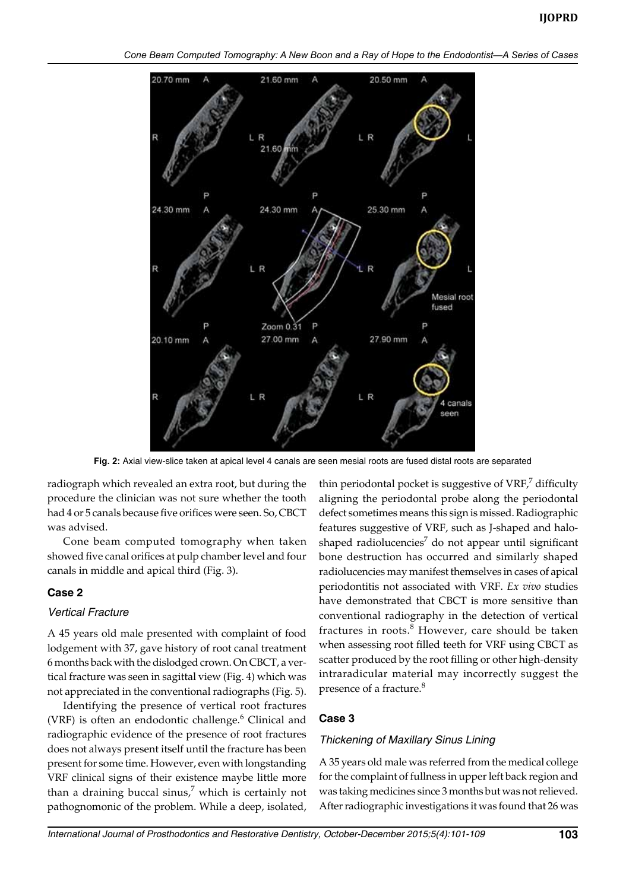Fig. 2: Axial view-slice taken at apical level 4 canals are seen mesial roots are fused distal roots are separated

radiograph which revealed an extra root, but during the procedure the clinician was not sure whether the tooth had 4 or 5 canals because five orifices were seen. So, CBCT was advised.

Cone beam computed tomography when taken showed five canal orifices at pulp chamber level and four canals in middle and apical third (Fig. 3).

## Case 2

### *Vertical Fracture*

A 45 years old male presented with complaint of food lodgement with 37, gave history of root canal treatment 6 months back with the dislodged crown. On CBCT, a vertical fracture was seen in sagittal view (Fig. 4) which was not appreciated in the conventional radiographs (Fig. 5).

Identifying the presence of vertical root fractures (VRF) is often an endodontic challenge.[6] Clinical and radiographic evidence of the presence of root fractures does not always present itself until the fracture has been present for some time. However, even with longstanding VRF clinical signs of their existence maybe little more than a draining buccal sinus,[7] which is certainly not pathognomonic of the problem. While a deep, isolated, thin periodontal pocket is suggestive of VRF,[7] difficulty aligning the periodontal probe along the periodontal defect sometimes means this sign is missed. Radiographic features suggestive of VRF, such as J-shaped and halo-shaped radiolucencies[7] do not appear until significant bone destruction has occurred and similarly shaped radiolucencies may manifest themselves in cases of apical periodontitis not associated with VRF. *Ex vivo* studies have demonstrated that CBCT is more sensitive than conventional radiography in the detection of vertical fractures in roots.[8] However, care should be taken when assessing root filled teeth for VRF using CBCT as scatter produced by the root filling or other high-density intraradicular material may incorrectly suggest the presence of a fracture.[8]

## Case 3

### *Thickening of Maxillary Sinus Lining*

A 35 years old male was referred from the medical college for the complaint of fullness in upper left back region and was taking medicines since 3 months but was not relieved. After radiographic investigations it was found that 26 was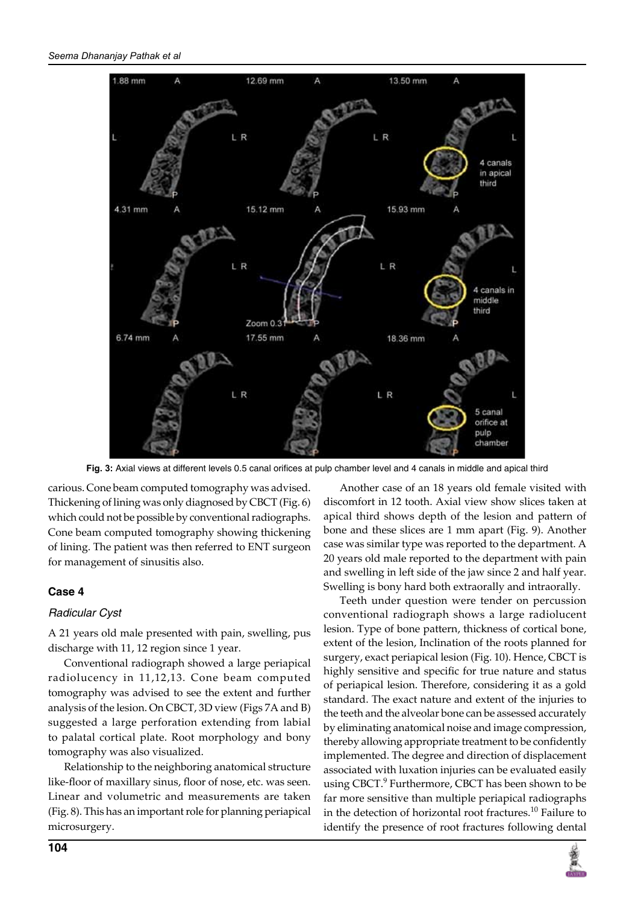Fig. 3: Axial views at different levels 0.5 canal orifices at pulp chamber level and 4 canals in middle and apical third

carious. Cone beam computed tomography was advised. Thickening of lining was only diagnosed by CBCT (Fig. 6) which could not be possible by conventional radiographs. Cone beam computed tomography showing thickening of lining. The patient was then referred to ENT surgeon for management of sinusitis also.

## Case 4

### *Radicular Cyst*

A 21 years old male presented with pain, swelling, pus discharge with 11, 12 region since 1 year.

Conventional radiograph showed a large periapical radiolucency in 11,12,13. Cone beam computed tomography was advised to see the extent and further analysis of the lesion. On CBCT, 3D view (Figs 7A and B) suggested a large perforation extending from labial to palatal cortical plate. Root morphology and bony tomography was also visualized.

Relationship to the neighboring anatomical structure like-floor of maxillary sinus, floor of nose, etc. was seen. Linear and volumetric and measurements are taken (Fig. 8). This has an important role for planning periapical microsurgery.

Another case of an 18 years old female visited with discomfort in 12 tooth. Axial view show slices taken at apical third shows depth of the lesion and pattern of bone and these slices are 1 mm apart (Fig. 9). Another case was similar type was reported to the department. A 20 years old male reported to the department with pain and swelling in left side of the jaw since 2 and half year. Swelling is bony hard both extraorally and intraorally.

Teeth under question were tender on percussion conventional radiograph shows a large radiolucent lesion. Type of bone pattern, thickness of cortical bone, extent of the lesion, Inclination of the roots planned for surgery, exact periapical lesion (Fig. 10). Hence, CBCT is highly sensitive and specific for true nature and status of periapical lesion. Therefore, considering it as a gold standard. The exact nature and extent of the injuries to the teeth and the alveolar bone can be assessed accurately by eliminating anatomical noise and image compression, thereby allowing appropriate treatment to be confidently implemented. The degree and direction of displacement associated with luxation injuries can be evaluated easily using CBCT.[9] Furthermore, CBCT has been shown to be far more sensitive than multiple periapical radiographs in the detection of horizontal root fractures.[10] Failure to identify the presence of root fractures following dental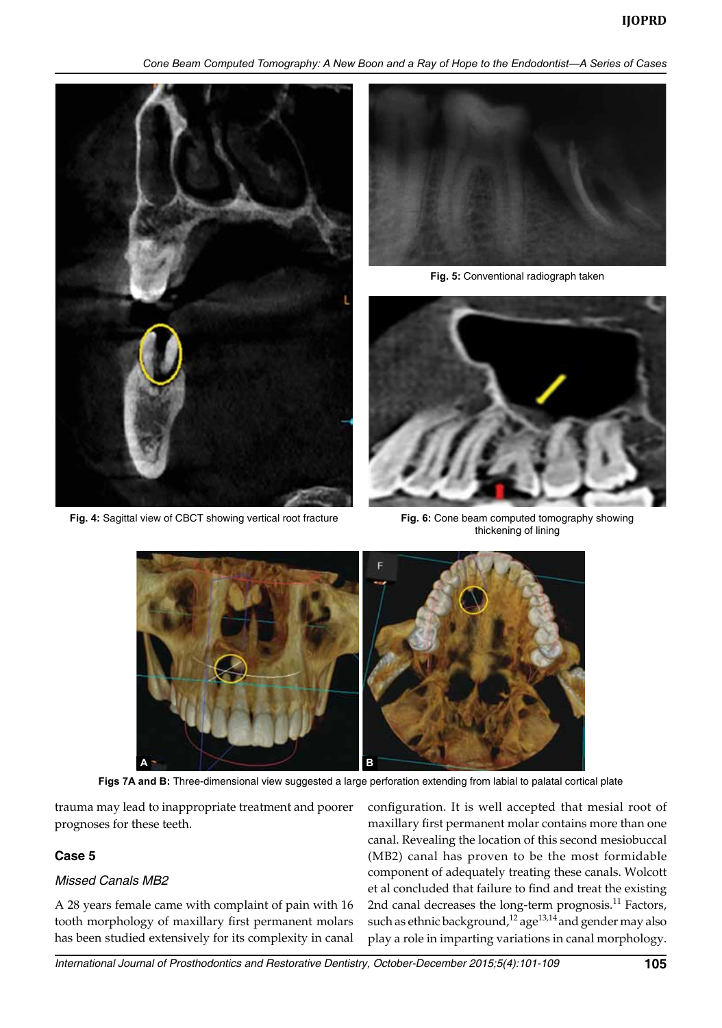Fig. 4: Sagittal view of CBCT showing vertical root fracture

Fig. 5: Conventional radiograph taken

Fig. 6: Cone beam computed tomography showing thickening of lining

Figs 7A and B: Three-dimensional view suggested a large perforation extending from labial to palatal cortical plate

trauma may lead to inappropriate treatment and poorer prognoses for these teeth.

## Case 5

### *Missed Canals MB2*

A 28 years female came with complaint of pain with 16 tooth morphology of maxillary first permanent molars has been studied extensively for its complexity in canal configuration. It is well accepted that mesial root of maxillary first permanent molar contains more than one canal. Revealing the location of this second mesiobuccal (MB2) canal has proven to be the most formidable component of adequately treating these canals. Wolcott et al concluded that failure to find and treat the existing 2nd canal decreases the long-term prognosis.[11] Factors, such as ethnic background,[12] age[13,14] and gender may also play a role in imparting variations in canal morphology.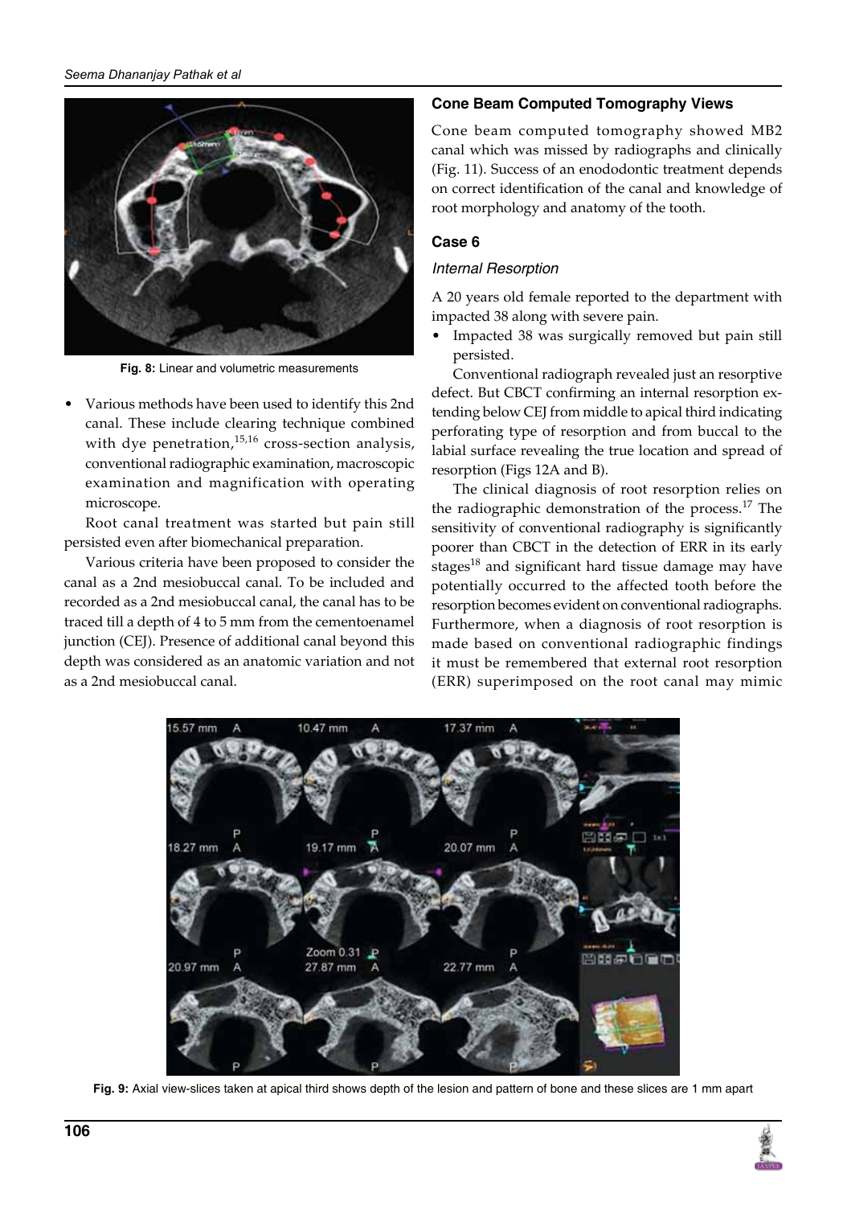Fig. 8: Linear and volumetric measurements

- Various methods have been used to identify this 2nd canal. These include clearing technique combined with dye penetration,[15,16] cross-section analysis, conventional radiographic examination, macroscopic examination and magnification with operating microscope.

Root canal treatment was started but pain still persisted even after biomechanical preparation.

Various criteria have been proposed to consider the canal as a 2nd mesiobuccal canal. To be included and recorded as a 2nd mesiobuccal canal, the canal has to be traced till a depth of 4 to 5 mm from the cementoenamel junction (CEJ). Presence of additional canal beyond this depth was considered as an anatomic variation and not as a 2nd mesiobuccal canal.

### Cone Beam Computed Tomography Views

Cone beam computed tomography showed MB2 canal which was missed by radiographs and clinically (Fig. 11). Success of an enododontic treatment depends on correct identification of the canal and knowledge of root morphology and anatomy of the tooth.

### Case 6

#### *Internal Resorption*

A 20 years old female reported to the department with impacted 38 along with severe pain.

- Impacted 38 was surgically removed but pain still persisted.

Conventional radiograph revealed just an resorptive defect. But CBCT confirming an internal resorption extending below CEJ from middle to apical third indicating perforating type of resorption and from buccal to the labial surface revealing the true location and spread of resorption (Figs 12A and B).

The clinical diagnosis of root resorption relies on the radiographic demonstration of the process.[17] The sensitivity of conventional radiography is significantly poorer than CBCT in the detection of ERR in its early stages[18] and significant hard tissue damage may have potentially occurred to the affected tooth before the resorption becomes evident on conventional radiographs. Furthermore, when a diagnosis of root resorption is made based on conventional radiographic findings it must be remembered that external root resorption (ERR) superimposed on the root canal may mimic

Fig. 9: Axial view-slices taken at apical third shows depth of the lesion and pattern of bone and these slices are 1 mm apart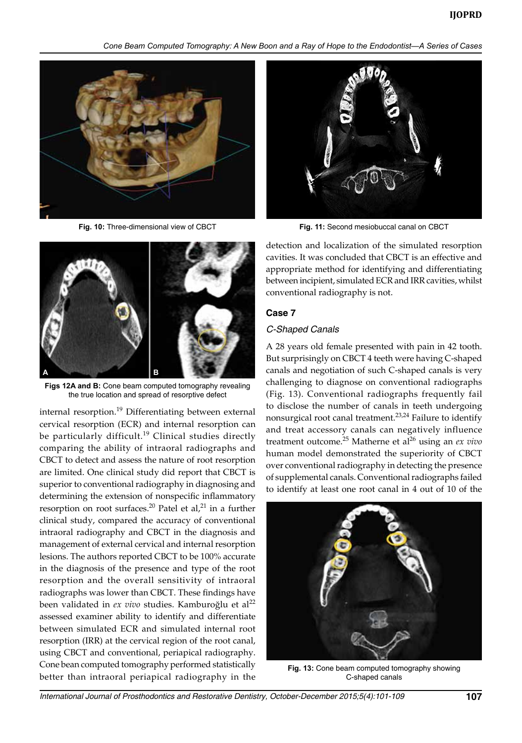Fig. 10: Three-dimensional view of CBCT

Fig. 11: Second mesiobuccal canal on CBCT

Figs 12A and B: Cone beam computed tomography revealing the true location and spread of resorptive defect

internal resorption.[19] Differentiating between external cervical resorption (ECR) and internal resorption can be particularly difficult.[19] Clinical studies directly comparing the ability of intraoral radiographs and CBCT to detect and assess the nature of root resorption are limited. One clinical study did report that CBCT is superior to conventional radiography in diagnosing and determining the extension of nonspecific inflammatory resorption on root surfaces.[20] Patel et al,[21] in a further clinical study, compared the accuracy of conventional intraoral radiography and CBCT in the diagnosis and management of external cervical and internal resorption lesions. The authors reported CBCT to be 100% accurate in the diagnosis of the presence and type of the root resorption and the overall sensitivity of intraoral radiographs was lower than CBCT. These findings have been validated in *ex vivo* studies. Kamburoğlu et al[22] assessed examiner ability to identify and differentiate between simulated ECR and simulated internal root resorption (IRR) at the cervical region of the root canal, using CBCT and conventional, periapical radiography. Cone bean computed tomography performed statistically better than intraoral periapical radiography in the detection and localization of the simulated resorption cavities. It was concluded that CBCT is an effective and appropriate method for identifying and differentiating between incipient, simulated ECR and IRR cavities, whilst conventional radiography is not.

## Case 7

### *C-Shaped Canals*

A 28 years old female presented with pain in 42 tooth. But surprisingly on CBCT 4 teeth were having C-shaped canals and negotiation of such C-shaped canals is very challenging to diagnose on conventional radiographs (Fig. 13). Conventional radiographs frequently fail to disclose the number of canals in teeth undergoing nonsurgical root canal treatment.[23,24] Failure to identify and treat accessory canals can negatively influence treatment outcome.[25] Matherne et al[26] using an *ex vivo* human model demonstrated the superiority of CBCT over conventional radiography in detecting the presence of supplemental canals. Conventional radiographs failed to identify at least one root canal in 4 out of 10 of the

Fig. 13: Cone beam computed tomography showing C-shaped canals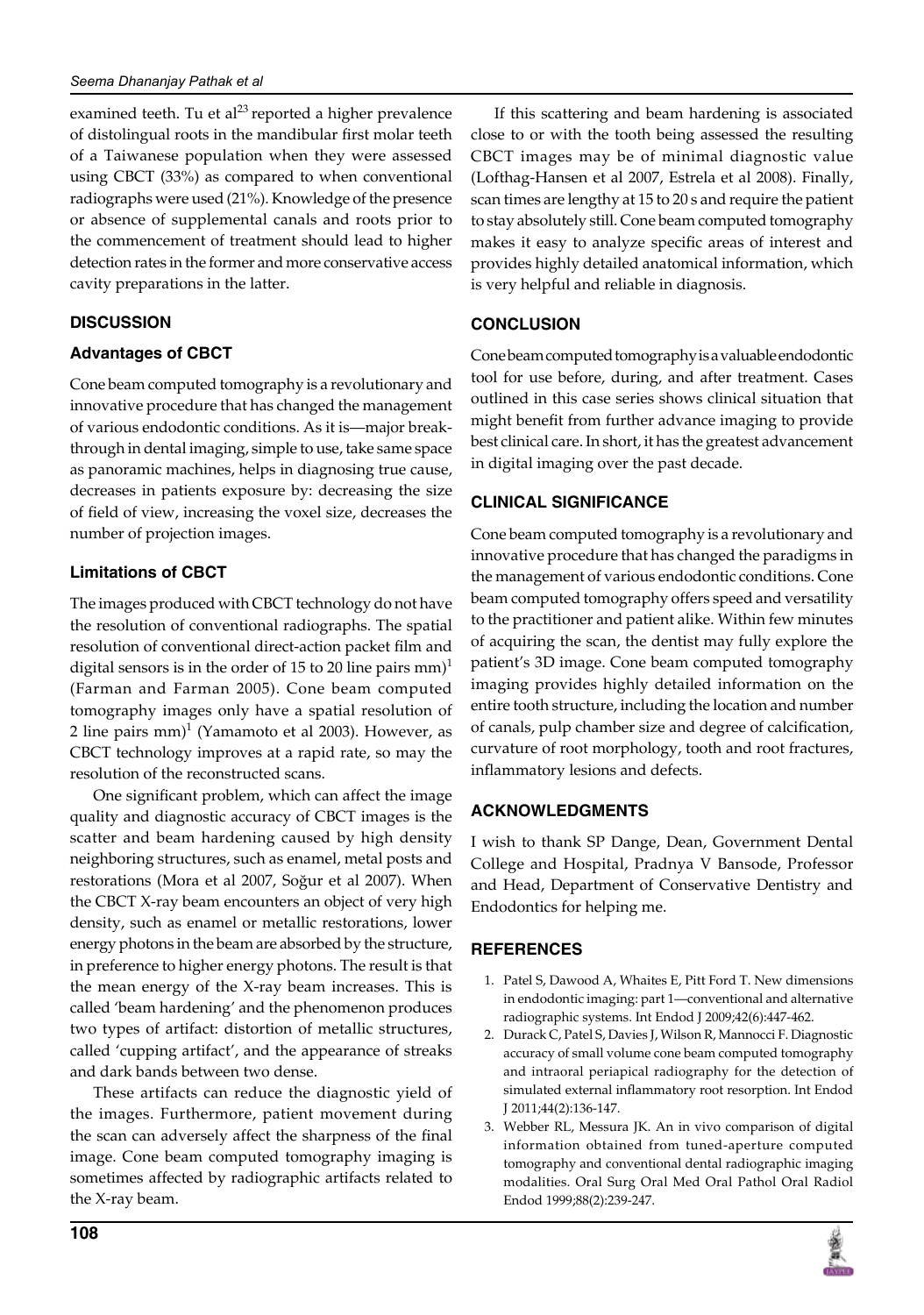examined teeth. Tu et al[23] reported a higher prevalence of distolingual roots in the mandibular first molar teeth of a Taiwanese population when they were assessed using CBCT (33%) as compared to when conventional radiographs were used (21%). Knowledge of the presence or absence of supplemental canals and roots prior to the commencement of treatment should lead to higher detection rates in the former and more conservative access cavity preparations in the latter.

## DISCUSSION

### Advantages of CBCT

Cone beam computed tomography is a revolutionary and innovative procedure that has changed the management of various endodontic conditions. As it is—major breakthrough in dental imaging, simple to use, take same space as panoramic machines, helps in diagnosing true cause, decreases in patients exposure by: decreasing the size of field of view, increasing the voxel size, decreases the number of projection images.

### Limitations of CBCT

The images produced with CBCT technology do not have the resolution of conventional radiographs. The spatial resolution of conventional direct-action packet film and digital sensors is in the order of 15 to 20 line pairs mm)[1] (Farman and Farman 2005). Cone beam computed tomography images only have a spatial resolution of 2 line pairs mm)[1] (Yamamoto et al 2003). However, as CBCT technology improves at a rapid rate, so may the resolution of the reconstructed scans.

One significant problem, which can affect the image quality and diagnostic accuracy of CBCT images is the scatter and beam hardening caused by high density neighboring structures, such as enamel, metal posts and restorations (Mora et al 2007, Soğur et al 2007). When the CBCT X-ray beam encounters an object of very high density, such as enamel or metallic restorations, lower energy photons in the beam are absorbed by the structure, in preference to higher energy photons. The result is that the mean energy of the X-ray beam increases. This is called 'beam hardening' and the phenomenon produces two types of artifact: distortion of metallic structures, called 'cupping artifact', and the appearance of streaks and dark bands between two dense.

These artifacts can reduce the diagnostic yield of the images. Furthermore, patient movement during the scan can adversely affect the sharpness of the final image. Cone beam computed tomography imaging is sometimes affected by radiographic artifacts related to the X-ray beam.

If this scattering and beam hardening is associated close to or with the tooth being assessed the resulting CBCT images may be of minimal diagnostic value (Lofthag-Hansen et al 2007, Estrela et al 2008). Finally, scan times are lengthy at 15 to 20 s and require the patient to stay absolutely still. Cone beam computed tomography makes it easy to analyze specific areas of interest and provides highly detailed anatomical information, which is very helpful and reliable in diagnosis.

## CONCLUSION

Cone beam computed tomography is a valuable endodontic tool for use before, during, and after treatment. Cases outlined in this case series shows clinical situation that might benefit from further advance imaging to provide best clinical care. In short, it has the greatest advancement in digital imaging over the past decade.

## CLINICAL SIGNIFICANCE

Cone beam computed tomography is a revolutionary and innovative procedure that has changed the paradigms in the management of various endodontic conditions. Cone beam computed tomography offers speed and versatility to the practitioner and patient alike. Within few minutes of acquiring the scan, the dentist may fully explore the patient's 3D image. Cone beam computed tomography imaging provides highly detailed information on the entire tooth structure, including the location and number of canals, pulp chamber size and degree of calcification, curvature of root morphology, tooth and root fractures, inflammatory lesions and defects.

## ACKNOWLEDGMENTS

I wish to thank SP Dange, Dean, Government Dental College and Hospital, Pradnya V Bansode, Professor and Head, Department of Conservative Dentistry and Endodontics for helping me.

## REFERENCES

1. Patel S, Dawood A, Whaites E, Pitt Ford T. New dimensions in endodontic imaging: part 1—conventional and alternative radiographic systems. Int Endod J 2009;42(6):447-462.
2. Durack C, Patel S, Davies J, Wilson R, Mannocci F. Diagnostic accuracy of small volume cone beam computed tomography and intraoral periapical radiography for the detection of simulated external inflammatory root resorption. Int Endod J 2011;44(2):136-147.
3. Webber RL, Messura JK. An in vivo comparison of digital information obtained from tuned-aperture computed tomography and conventional dental radiographic imaging modalities. Oral Surg Oral Med Oral Pathol Oral Radiol Endod 1999;88(2):239-247.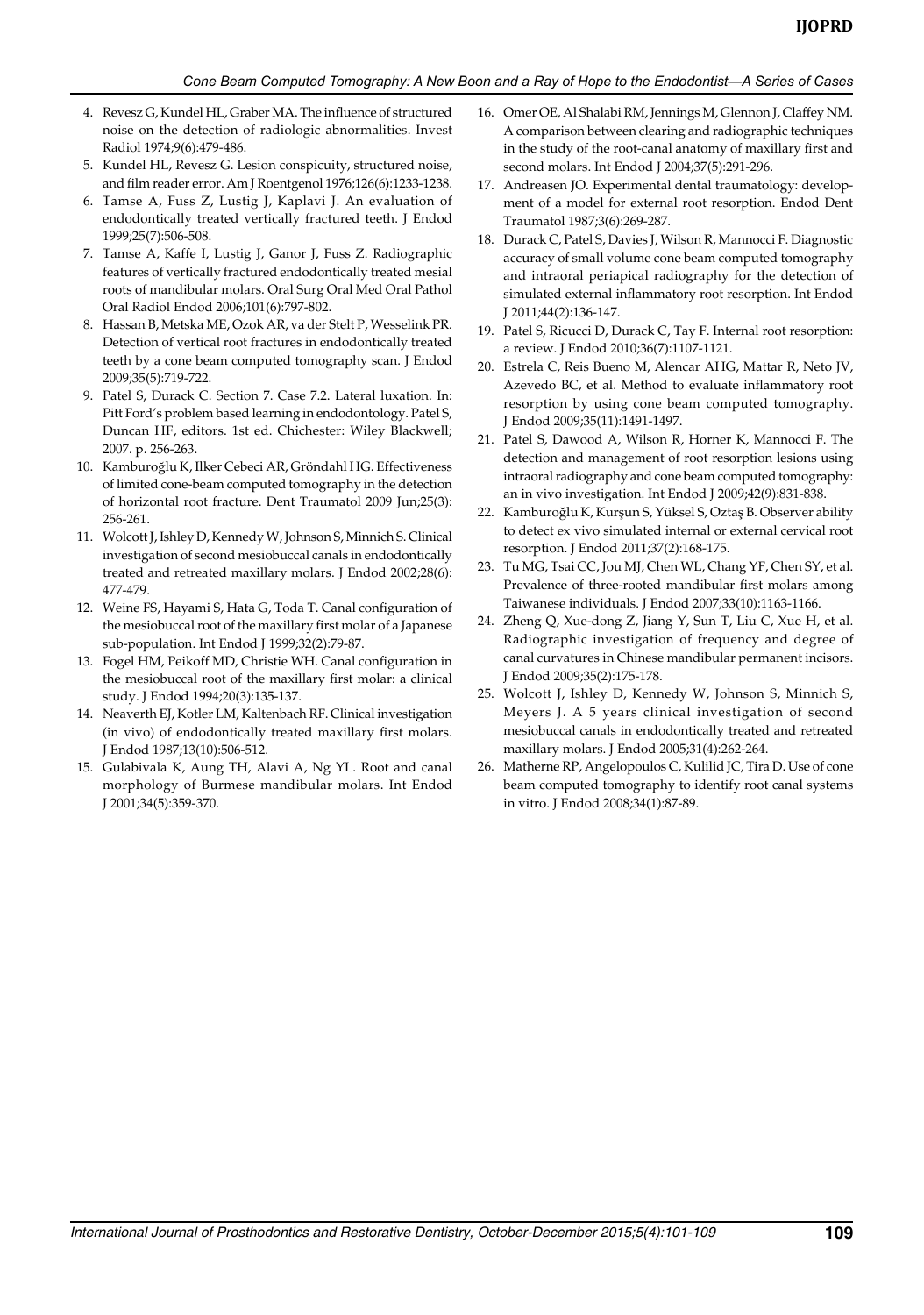4. Revesz G, Kundel HL, Graber MA. The influence of structured noise on the detection of radiologic abnormalities. Invest Radiol 1974;9(6):479-486.
5. Kundel HL, Revesz G. Lesion conspicuity, structured noise, and film reader error. Am J Roentgenol 1976;126(6):1233-1238.
6. Tamse A, Fuss Z, Lustig J, Kaplavi J. An evaluation of endodontically treated vertically fractured teeth. J Endod 1999;25(7):506-508.
7. Tamse A, Kaffe I, Lustig J, Ganor J, Fuss Z. Radiographic features of vertically fractured endodontically treated mesial roots of mandibular molars. Oral Surg Oral Med Oral Pathol Oral Radiol Endod 2006;101(6):797-802.
8. Hassan B, Metska ME, Ozok AR, va der Stelt P, Wesselink PR. Detection of vertical root fractures in endodontically treated teeth by a cone beam computed tomography scan. J Endod 2009;35(5):719-722.
9. Patel S, Durack C. Section 7. Case 7.2. Lateral luxation. In: Pitt Ford's problem based learning in endodontology. Patel S, Duncan HF, editors. 1st ed. Chichester: Wiley Blackwell; 2007. p. 256-263.
10. Kamburoğlu K, Ilker Cebeci AR, Gröndahl HG. Effectiveness of limited cone-beam computed tomography in the detection of horizontal root fracture. Dent Traumatol 2009 Jun;25(3): 256-261.
11. Wolcott J, Ishley D, Kennedy W, Johnson S, Minnich S. Clinical investigation of second mesiobuccal canals in endodontically treated and retreated maxillary molars. J Endod 2002;28(6): 477-479.
12. Weine FS, Hayami S, Hata G, Toda T. Canal configuration of the mesiobuccal root of the maxillary first molar of a Japanese sub-population. Int Endod J 1999;32(2):79-87.
13. Fogel HM, Peikoff MD, Christie WH. Canal configuration in the mesiobuccal root of the maxillary first molar: a clinical study. J Endod 1994;20(3):135-137.
14. Neaverth EJ, Kotler LM, Kaltenbach RF. Clinical investigation (in vivo) of endodontically treated maxillary first molars. J Endod 1987;13(10):506-512.
15. Gulabivala K, Aung TH, Alavi A, Ng YL. Root and canal morphology of Burmese mandibular molars. Int Endod J 2001;34(5):359-370.
16. Omer OE, Al Shalabi RM, Jennings M, Glennon J, Claffey NM. A comparison between clearing and radiographic techniques in the study of the root-canal anatomy of maxillary first and second molars. Int Endod J 2004;37(5):291-296.
17. Andreasen JO. Experimental dental traumatology: development of a model for external root resorption. Endod Dent Traumatol 1987;3(6):269-287.
18. Durack C, Patel S, Davies J, Wilson R, Mannocci F. Diagnostic accuracy of small volume cone beam computed tomography and intraoral periapical radiography for the detection of simulated external inflammatory root resorption. Int Endod J 2011;44(2):136-147.
19. Patel S, Ricucci D, Durack C, Tay F. Internal root resorption: a review. J Endod 2010;36(7):1107-1121.
20. Estrela C, Reis Bueno M, Alencar AHG, Mattar R, Neto JV, Azevedo BC, et al. Method to evaluate inflammatory root resorption by using cone beam computed tomography. J Endod 2009;35(11):1491-1497.
21. Patel S, Dawood A, Wilson R, Horner K, Mannocci F. The detection and management of root resorption lesions using intraoral radiography and cone beam computed tomography: an in vivo investigation. Int Endod J 2009;42(9):831-838.
22. Kamburoğlu K, Kurşun S, Yüksel S, Oztaş B. Observer ability to detect ex vivo simulated internal or external cervical root resorption. J Endod 2011;37(2):168-175.
23. Tu MG, Tsai CC, Jou MJ, Chen WL, Chang YF, Chen SY, et al. Prevalence of three-rooted mandibular first molars among Taiwanese individuals. J Endod 2007;33(10):1163-1166.
24. Zheng Q, Xue-dong Z, Jiang Y, Sun T, Liu C, Xue H, et al. Radiographic investigation of frequency and degree of canal curvatures in Chinese mandibular permanent incisors. J Endod 2009;35(2):175-178.
25. Wolcott J, Ishley D, Kennedy W, Johnson S, Minnich S, Meyers J. A 5 years clinical investigation of second mesiobuccal canals in endodontically treated and retreated maxillary molars. J Endod 2005;31(4):262-264.
26. Matherne RP, Angelopoulos C, Kulilid JC, Tira D. Use of cone beam computed tomography to identify root canal systems in vitro. J Endod 2008;34(1):87-89.